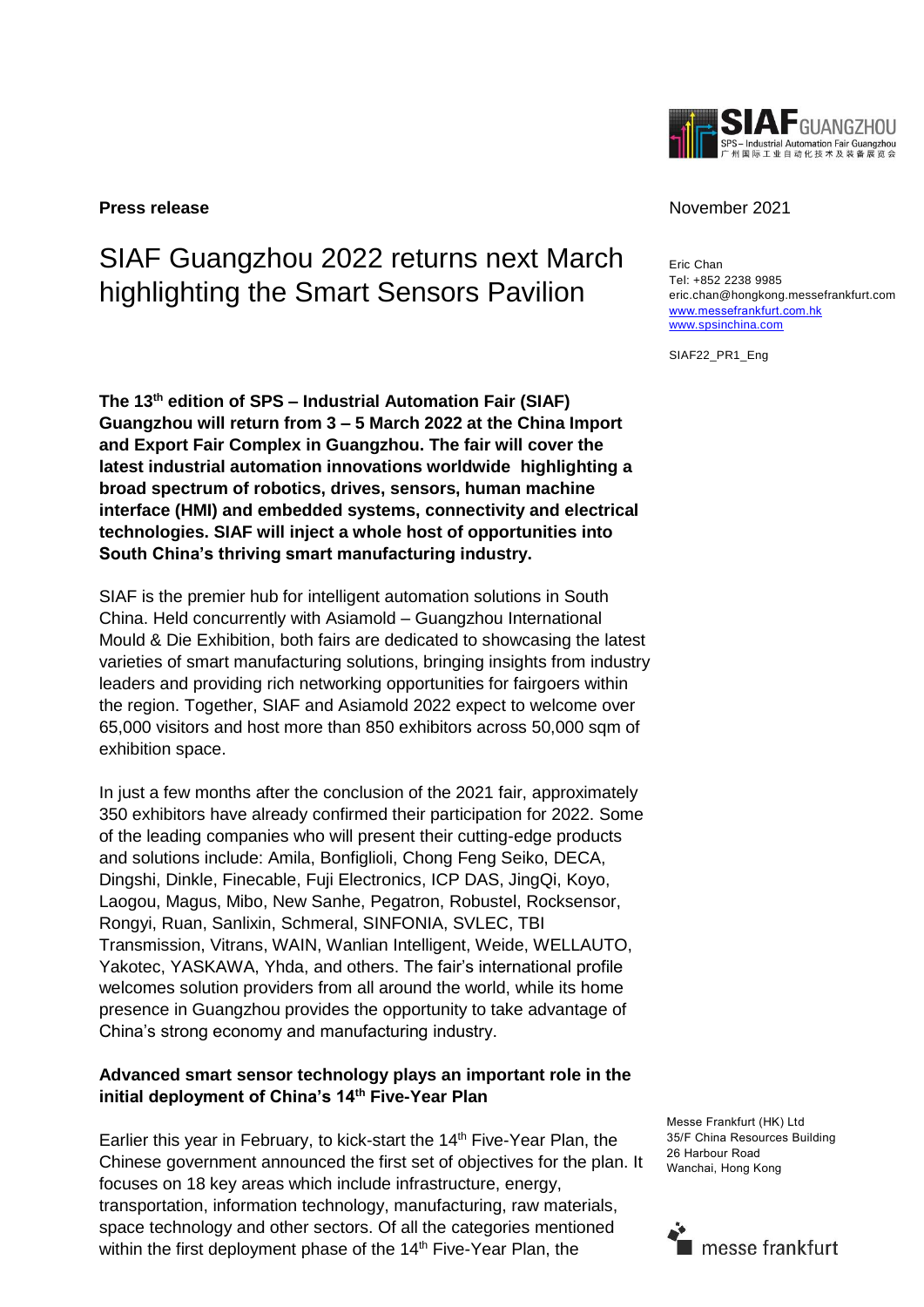**Press release**

November 2021

# SIAF Guangzhou 2022 returns next March highlighting the Smart Sensors Pavilion

Eric Chan
Tel: +852 2238 9985
eric.chan@hongkong.messefrankfurt.com
www.messefrankfurt.com.hk
www.spsinchina.com

SIAF22_PR1_Eng

**The 13th edition of SPS – Industrial Automation Fair (SIAF) Guangzhou will return from 3 – 5 March 2022 at the China Import and Export Fair Complex in Guangzhou. The fair will cover the latest industrial automation innovations worldwide highlighting a broad spectrum of robotics, drives, sensors, human machine interface (HMI) and embedded systems, connectivity and electrical technologies. SIAF will inject a whole host of opportunities into South China's thriving smart manufacturing industry.**

SIAF is the premier hub for intelligent automation solutions in South China. Held concurrently with Asiamold – Guangzhou International Mould & Die Exhibition, both fairs are dedicated to showcasing the latest varieties of smart manufacturing solutions, bringing insights from industry leaders and providing rich networking opportunities for fairgoers within the region. Together, SIAF and Asiamold 2022 expect to welcome over 65,000 visitors and host more than 850 exhibitors across 50,000 sqm of exhibition space.

In just a few months after the conclusion of the 2021 fair, approximately 350 exhibitors have already confirmed their participation for 2022. Some of the leading companies who will present their cutting-edge products and solutions include: Amila, Bonfiglioli, Chong Feng Seiko, DECA, Dingshi, Dinkle, Finecable, Fuji Electronics, ICP DAS, JingQi, Koyo, Laogou, Magus, Mibo, New Sanhe, Pegatron, Robustel, Rocksensor, Rongyi, Ruan, Sanlixin, Schmeral, SINFONIA, SVLEC, TBI Transmission, Vitrans, WAIN, Wanlian Intelligent, Weide, WELLAUTO, Yakotec, YASKAWA, Yhda, and others. The fair's international profile welcomes solution providers from all around the world, while its home presence in Guangzhou provides the opportunity to take advantage of China's strong economy and manufacturing industry.

**Advanced smart sensor technology plays an important role in the initial deployment of China's 14th Five-Year Plan**

Earlier this year in February, to kick-start the 14th Five-Year Plan, the Chinese government announced the first set of objectives for the plan. It focuses on 18 key areas which include infrastructure, energy, transportation, information technology, manufacturing, raw materials, space technology and other sectors. Of all the categories mentioned within the first deployment phase of the 14th Five-Year Plan, the

Messe Frankfurt (HK) Ltd
35/F China Resources Building
26 Harbour Road
Wanchai, Hong Kong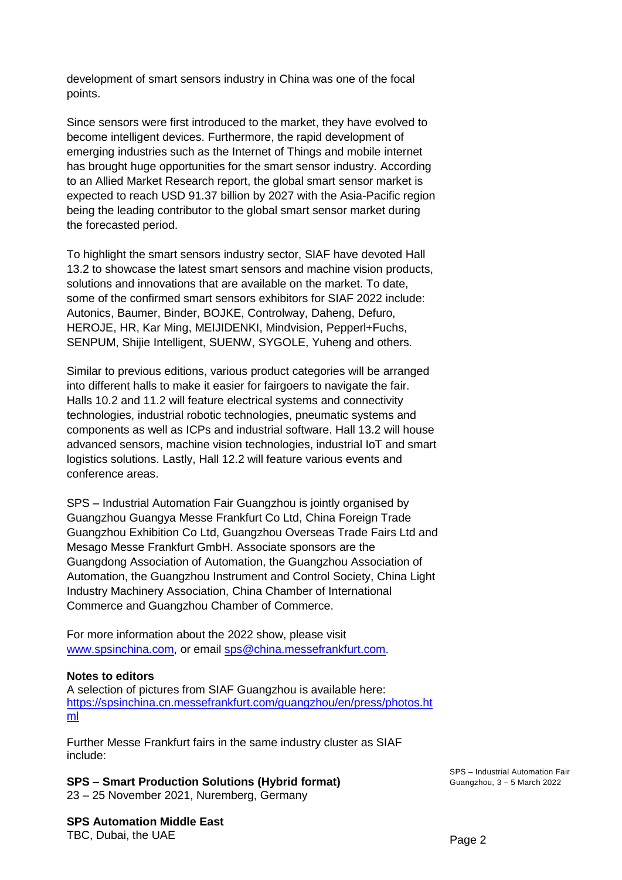development of smart sensors industry in China was one of the focal points.

Since sensors were first introduced to the market, they have evolved to become intelligent devices. Furthermore, the rapid development of emerging industries such as the Internet of Things and mobile internet has brought huge opportunities for the smart sensor industry. According to an Allied Market Research report, the global smart sensor market is expected to reach USD 91.37 billion by 2027 with the Asia-Pacific region being the leading contributor to the global smart sensor market during the forecasted period.

To highlight the smart sensors industry sector, SIAF have devoted Hall 13.2 to showcase the latest smart sensors and machine vision products, solutions and innovations that are available on the market. To date, some of the confirmed smart sensors exhibitors for SIAF 2022 include: Autonics, Baumer, Binder, BOJKE, Controlway, Daheng, Defuro, HEROJE, HR, Kar Ming, MEIJIDENKI, Mindvision, Pepperl+Fuchs, SENPUM, Shijie Intelligent, SUENW, SYGOLE, Yuheng and others.

Similar to previous editions, various product categories will be arranged into different halls to make it easier for fairgoers to navigate the fair. Halls 10.2 and 11.2 will feature electrical systems and connectivity technologies, industrial robotic technologies, pneumatic systems and components as well as ICPs and industrial software. Hall 13.2 will house advanced sensors, machine vision technologies, industrial IoT and smart logistics solutions. Lastly, Hall 12.2 will feature various events and conference areas.

SPS – Industrial Automation Fair Guangzhou is jointly organised by Guangzhou Guangya Messe Frankfurt Co Ltd, China Foreign Trade Guangzhou Exhibition Co Ltd, Guangzhou Overseas Trade Fairs Ltd and Mesago Messe Frankfurt GmbH. Associate sponsors are the Guangdong Association of Automation, the Guangzhou Association of Automation, the Guangzhou Instrument and Control Society, China Light Industry Machinery Association, China Chamber of International Commerce and Guangzhou Chamber of Commerce.

For more information about the 2022 show, please visit [www.spsinchina.com](http://www.spsinchina.com), or email [sps@china.messefrankfurt.com](mailto:sps@china.messefrankfurt.com).

**Notes to editors**
A selection of pictures from SIAF Guangzhou is available here:
[https://spsinchina.cn.messefrankfurt.com/guangzhou/en/press/photos.html](https://spsinchina.cn.messefrankfurt.com/guangzhou/en/press/photos.html)

Further Messe Frankfurt fairs in the same industry cluster as SIAF include:

**SPS – Smart Production Solutions (Hybrid format)**
23 – 25 November 2021, Nuremberg, Germany

**SPS Automation Middle East**
TBC, Dubai, the UAE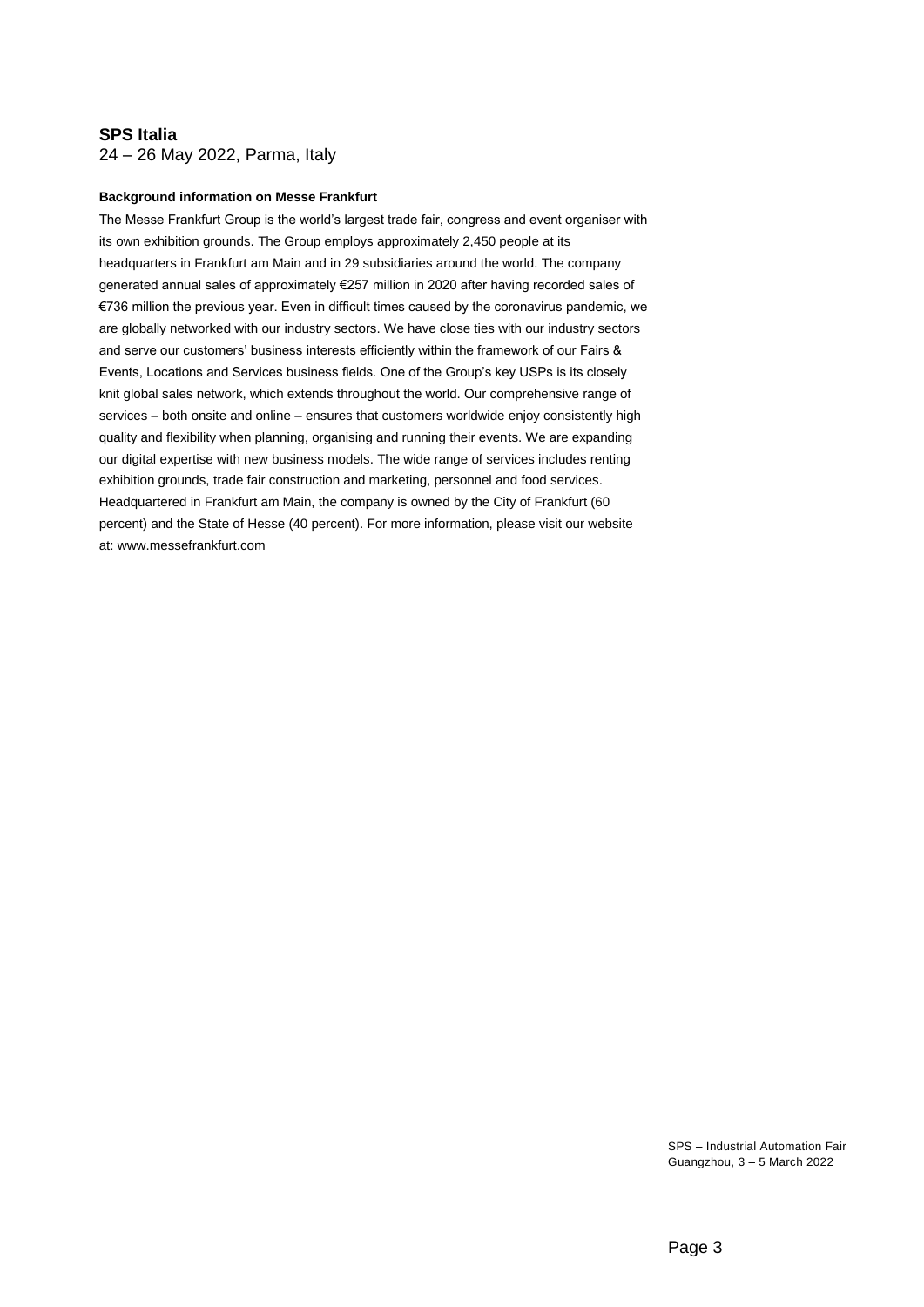**SPS Italia**
24 – 26 May 2022, Parma, Italy

**Background information on Messe Frankfurt**

The Messe Frankfurt Group is the world's largest trade fair, congress and event organiser with its own exhibition grounds. The Group employs approximately 2,450 people at its headquarters in Frankfurt am Main and in 29 subsidiaries around the world. The company generated annual sales of approximately €257 million in 2020 after having recorded sales of €736 million the previous year. Even in difficult times caused by the coronavirus pandemic, we are globally networked with our industry sectors. We have close ties with our industry sectors and serve our customers' business interests efficiently within the framework of our Fairs & Events, Locations and Services business fields. One of the Group's key USPs is its closely knit global sales network, which extends throughout the world. Our comprehensive range of services – both onsite and online – ensures that customers worldwide enjoy consistently high quality and flexibility when planning, organising and running their events. We are expanding our digital expertise with new business models. The wide range of services includes renting exhibition grounds, trade fair construction and marketing, personnel and food services. Headquartered in Frankfurt am Main, the company is owned by the City of Frankfurt (60 percent) and the State of Hesse (40 percent). For more information, please visit our website at: www.messefrankfurt.com

SPS – Industrial Automation Fair
Guangzhou, 3 – 5 March 2022